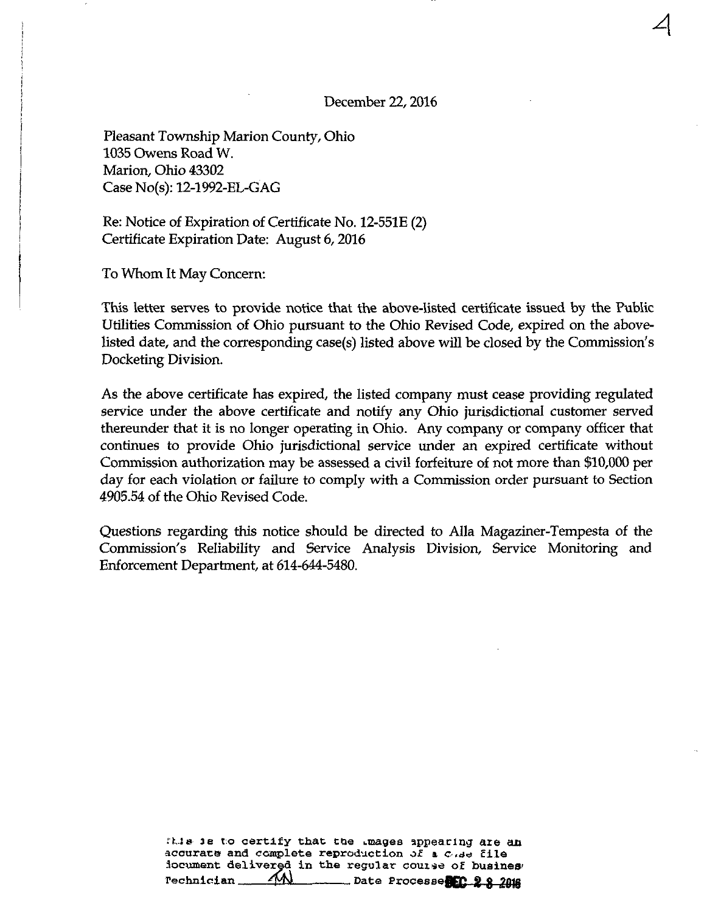December 22, 2016

Pleasant Township Marion County, Ohio
1035 Owens Road W.
Marion, Ohio 43302
Case No(s): 12-1992-EL-GAG

Re: Notice of Expiration of Certificate No. 12-551E (2)
Certificate Expiration Date: August 6, 2016

To Whom It May Concern:

This letter serves to provide notice that the above-listed certificate issued by the Public Utilities Commission of Ohio pursuant to the Ohio Revised Code, expired on the above-listed date, and the corresponding case(s) listed above will be closed by the Commission's Docketing Division.

As the above certificate has expired, the listed company must cease providing regulated service under the above certificate and notify any Ohio jurisdictional customer served thereunder that it is no longer operating in Ohio. Any company or company officer that continues to provide Ohio jurisdictional service under an expired certificate without Commission authorization may be assessed a civil forfeiture of not more than $10,000 per day for each violation or failure to comply with a Commission order pursuant to Section 4905.54 of the Ohio Revised Code.

Questions regarding this notice should be directed to Alla Magaziner-Tempesta of the Commission's Reliability and Service Analysis Division, Service Monitoring and Enforcement Department, at 614-644-5480.

This is to certify that the images appearing are an accurate and complete reproduction of a case file document delivered in the regular course of business
Technician MN Date Processed DEC 2 8 2016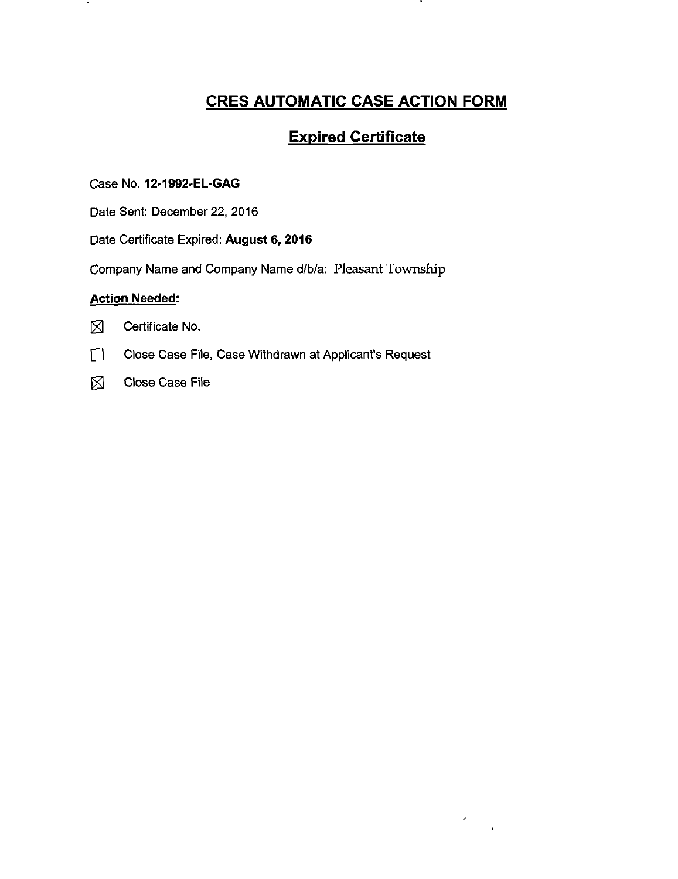# CRES AUTOMATIC CASE ACTION FORM

## Expired Certificate

Case No. **12-1992-EL-GAG**

Date Sent: December 22, 2016

Date Certificate Expired: **August 6, 2016**

Company Name and Company Name d/b/a: Pleasant Township

**Action Needed:**

- ☒ Certificate No.
- ☐ Close Case File, Case Withdrawn at Applicant's Request
- ☒ Close Case File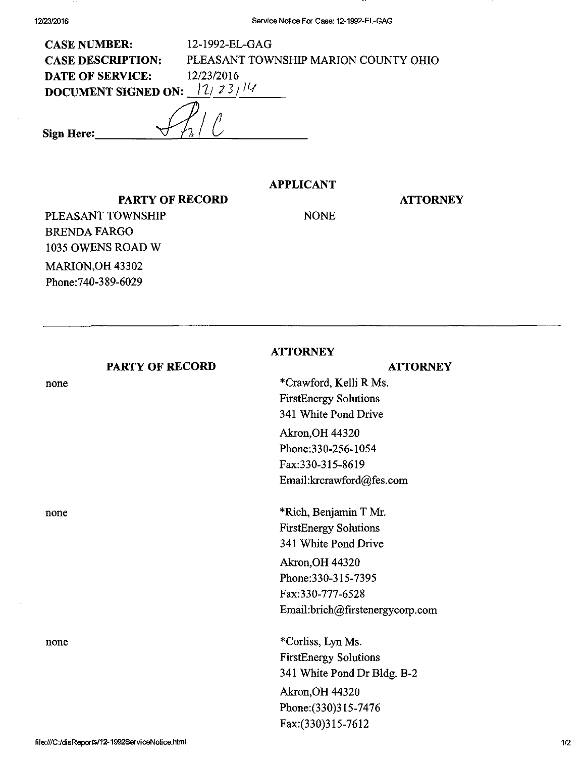**CASE NUMBER:** 12-1992-EL-GAG

**CASE DESCRIPTION:** PLEASANT TOWNSHIP MARION COUNTY OHIO

**DATE OF SERVICE:** 12/23/2016

**DOCUMENT SIGNED ON:** 12/23/14

**Sign Here:** [signature]

## APPLICANT

| PARTY OF RECORD | ATTORNEY |
| --- | --- |
| PLEASANT TOWNSHIP<br>BRENDA FARGO<br>1035 OWENS ROAD W<br>MARION,OH 43302<br>Phone:740-389-6029 | NONE |

## ATTORNEY

| PARTY OF RECORD | ATTORNEY |
| --- | --- |
| none | *Crawford, Kelli R Ms.<br>FirstEnergy Solutions<br>341 White Pond Drive<br>Akron,OH 44320<br>Phone:330-256-1054<br>Fax:330-315-8619<br>Email:krcrawford@fes.com |
| none | *Rich, Benjamin T Mr.<br>FirstEnergy Solutions<br>341 White Pond Drive<br>Akron,OH 44320<br>Phone:330-315-7395<br>Fax:330-777-6528<br>Email:brich@firstenergycorp.com |
| none | *Corliss, Lyn Ms.<br>FirstEnergy Solutions<br>341 White Pond Dr Bldg. B-2<br>Akron,OH 44320<br>Phone:(330)315-7476<br>Fax:(330)315-7612 |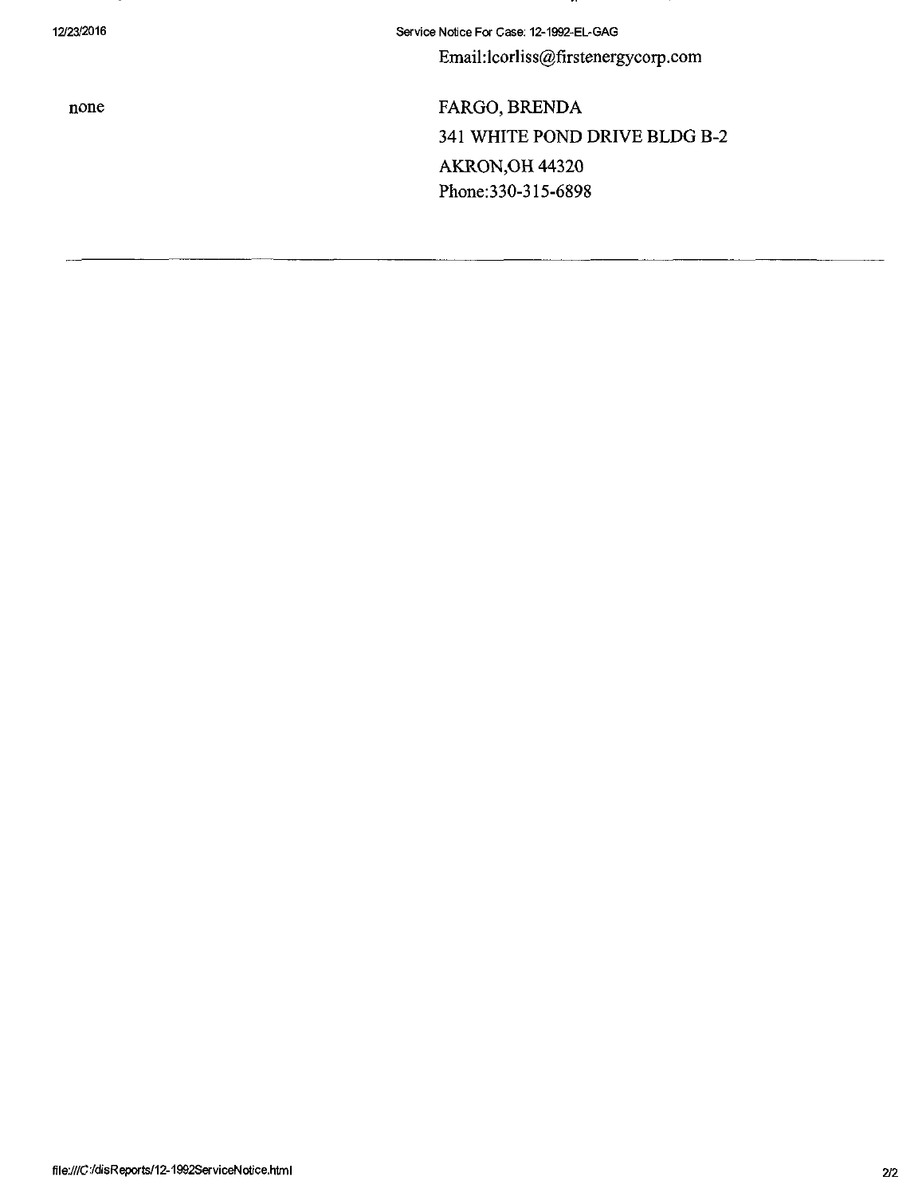Email:lcorliss@firstenergycorp.com

none

FARGO, BRENDA
341 WHITE POND DRIVE BLDG B-2
AKRON,OH 44320
Phone:330-315-6898